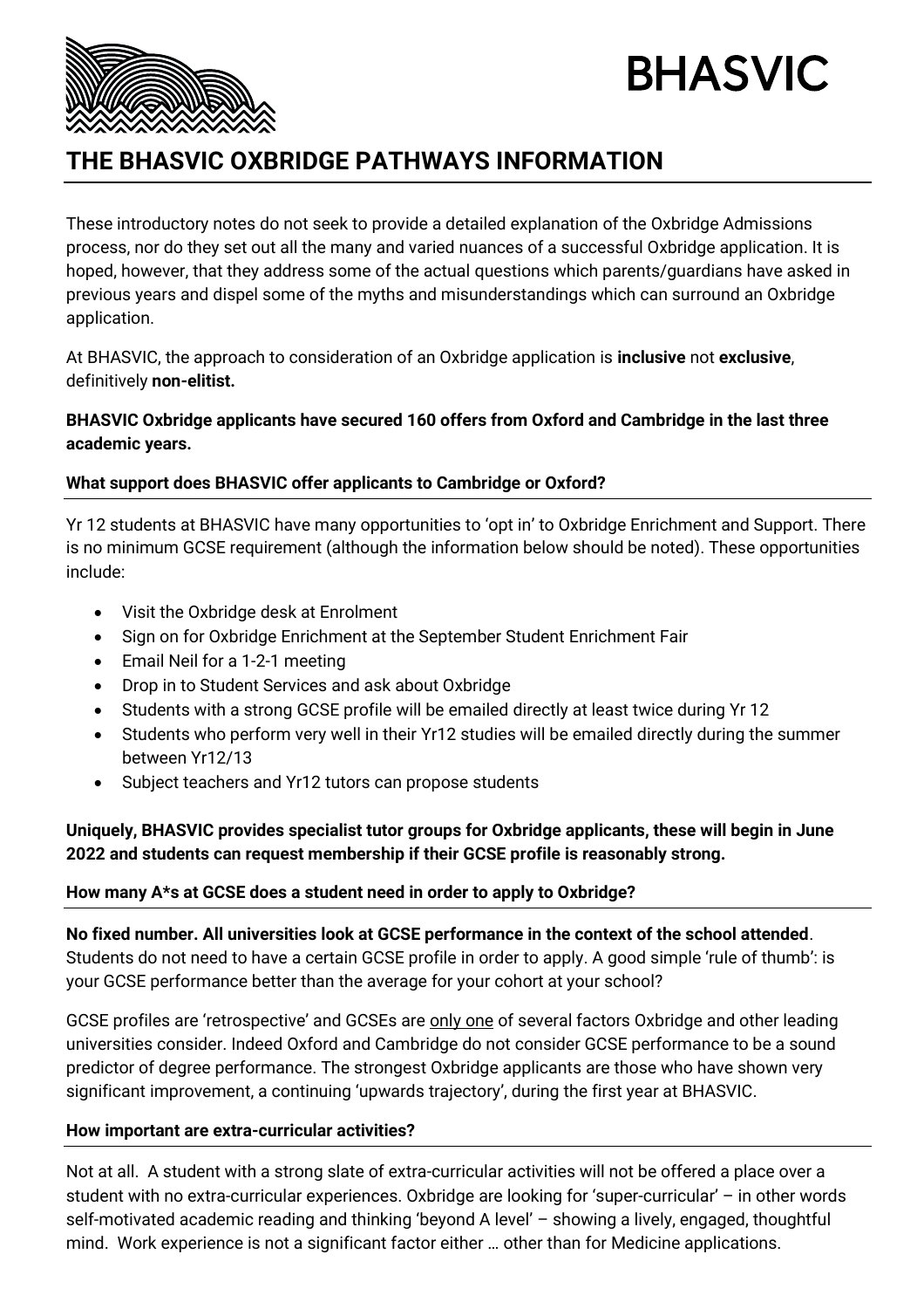BHASVIC

# THE BHASVIC OXBRIDGE PATHWAYS INFORMATION

These introductory notes do not seek to provide a detailed explanation of the Oxbridge Admissions process, nor do they set out all the many and varied nuances of a successful Oxbridge application. It is hoped, however, that they address some of the actual questions which parents/guardians have asked in previous years and dispel some of the myths and misunderstandings which can surround an Oxbridge application.

At BHASVIC, the approach to consideration of an Oxbridge application is **inclusive** not **exclusive**, definitively **non-elitist.**

**BHASVIC Oxbridge applicants have secured 160 offers from Oxford and Cambridge in the last three academic years.**

### What support does BHASVIC offer applicants to Cambridge or Oxford?

Yr 12 students at BHASVIC have many opportunities to 'opt in' to Oxbridge Enrichment and Support. There is no minimum GCSE requirement (although the information below should be noted). These opportunities include:

- Visit the Oxbridge desk at Enrolment
- Sign on for Oxbridge Enrichment at the September Student Enrichment Fair
- Email Neil for a 1-2-1 meeting
- Drop in to Student Services and ask about Oxbridge
- Students with a strong GCSE profile will be emailed directly at least twice during Yr 12
- Students who perform very well in their Yr12 studies will be emailed directly during the summer between Yr12/13
- Subject teachers and Yr12 tutors can propose students

**Uniquely, BHASVIC provides specialist tutor groups for Oxbridge applicants, these will begin in June 2022 and students can request membership if their GCSE profile is reasonably strong.**

### How many A*s at GCSE does a student need in order to apply to Oxbridge?

**No fixed number. All universities look at GCSE performance in the context of the school attended**. Students do not need to have a certain GCSE profile in order to apply. A good simple 'rule of thumb': is your GCSE performance better than the average for your cohort at your school?

GCSE profiles are 'retrospective' and GCSEs are <u>only one</u> of several factors Oxbridge and other leading universities consider. Indeed Oxford and Cambridge do not consider GCSE performance to be a sound predictor of degree performance. The strongest Oxbridge applicants are those who have shown very significant improvement, a continuing 'upwards trajectory', during the first year at BHASVIC.

### How important are extra-curricular activities?

Not at all. A student with a strong slate of extra-curricular activities will not be offered a place over a student with no extra-curricular experiences. Oxbridge are looking for 'super-curricular' – in other words self-motivated academic reading and thinking 'beyond A level' – showing a lively, engaged, thoughtful mind. Work experience is not a significant factor either … other than for Medicine applications.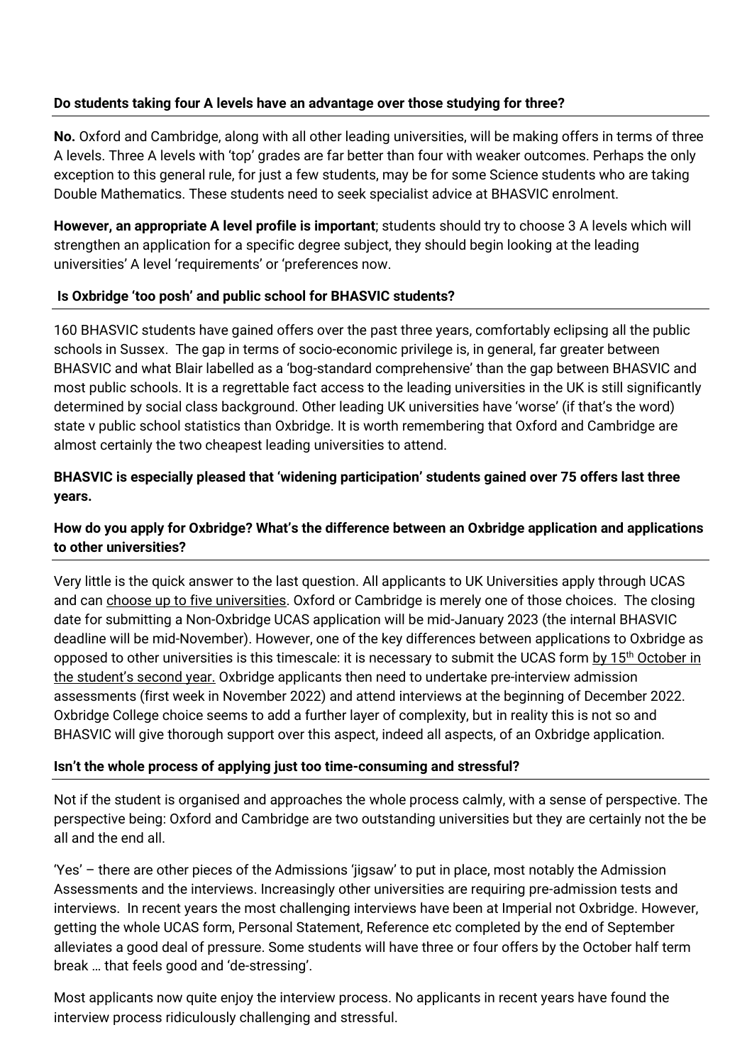## Do students taking four A levels have an advantage over those studying for three?

**No.** Oxford and Cambridge, along with all other leading universities, will be making offers in terms of three A levels. Three A levels with 'top' grades are far better than four with weaker outcomes. Perhaps the only exception to this general rule, for just a few students, may be for some Science students who are taking Double Mathematics. These students need to seek specialist advice at BHASVIC enrolment.

**However, an appropriate A level profile is important**; students should try to choose 3 A levels which will strengthen an application for a specific degree subject, they should begin looking at the leading universities' A level 'requirements' or 'preferences now.

## Is Oxbridge 'too posh' and public school for BHASVIC students?

160 BHASVIC students have gained offers over the past three years, comfortably eclipsing all the public schools in Sussex. The gap in terms of socio-economic privilege is, in general, far greater between BHASVIC and what Blair labelled as a 'bog-standard comprehensive' than the gap between BHASVIC and most public schools. It is a regrettable fact access to the leading universities in the UK is still significantly determined by social class background. Other leading UK universities have 'worse' (if that's the word) state v public school statistics than Oxbridge. It is worth remembering that Oxford and Cambridge are almost certainly the two cheapest leading universities to attend.

**BHASVIC is especially pleased that 'widening participation' students gained over 75 offers last three years.**

## How do you apply for Oxbridge? What's the difference between an Oxbridge application and applications to other universities?

Very little is the quick answer to the last question. All applicants to UK Universities apply through UCAS and can choose up to five universities. Oxford or Cambridge is merely one of those choices. The closing date for submitting a Non-Oxbridge UCAS application will be mid-January 2023 (the internal BHASVIC deadline will be mid-November). However, one of the key differences between applications to Oxbridge as opposed to other universities is this timescale: it is necessary to submit the UCAS form by 15th October in the student's second year. Oxbridge applicants then need to undertake pre-interview admission assessments (first week in November 2022) and attend interviews at the beginning of December 2022. Oxbridge College choice seems to add a further layer of complexity, but in reality this is not so and BHASVIC will give thorough support over this aspect, indeed all aspects, of an Oxbridge application.

## Isn't the whole process of applying just too time-consuming and stressful?

Not if the student is organised and approaches the whole process calmly, with a sense of perspective. The perspective being: Oxford and Cambridge are two outstanding universities but they are certainly not the be all and the end all.

'Yes' – there are other pieces of the Admissions 'jigsaw' to put in place, most notably the Admission Assessments and the interviews. Increasingly other universities are requiring pre-admission tests and interviews. In recent years the most challenging interviews have been at Imperial not Oxbridge. However, getting the whole UCAS form, Personal Statement, Reference etc completed by the end of September alleviates a good deal of pressure. Some students will have three or four offers by the October half term break … that feels good and 'de-stressing'.

Most applicants now quite enjoy the interview process. No applicants in recent years have found the interview process ridiculously challenging and stressful.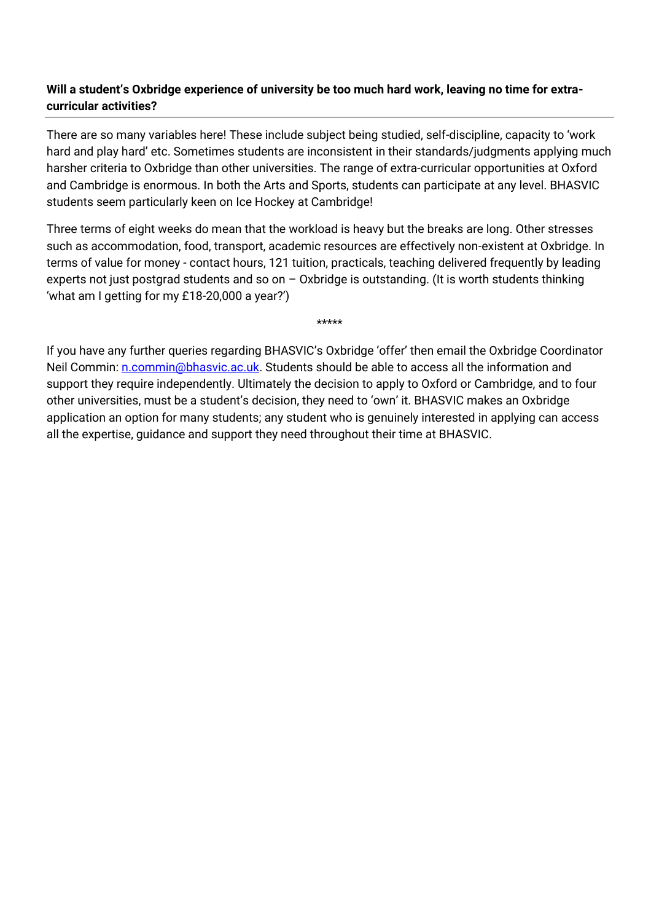**Will a student's Oxbridge experience of university be too much hard work, leaving no time for extra-curricular activities?**

---

There are so many variables here! These include subject being studied, self-discipline, capacity to 'work hard and play hard' etc. Sometimes students are inconsistent in their standards/judgments applying much harsher criteria to Oxbridge than other universities. The range of extra-curricular opportunities at Oxford and Cambridge is enormous. In both the Arts and Sports, students can participate at any level. BHASVIC students seem particularly keen on Ice Hockey at Cambridge!

Three terms of eight weeks do mean that the workload is heavy but the breaks are long. Other stresses such as accommodation, food, transport, academic resources are effectively non-existent at Oxbridge. In terms of value for money - contact hours, 121 tuition, practicals, teaching delivered frequently by leading experts not just postgrad students and so on – Oxbridge is outstanding. (It is worth students thinking 'what am I getting for my £18-20,000 a year?')

*****

If you have any further queries regarding BHASVIC's Oxbridge 'offer' then email the Oxbridge Coordinator Neil Commin: n.commin@bhasvic.ac.uk. Students should be able to access all the information and support they require independently. Ultimately the decision to apply to Oxford or Cambridge, and to four other universities, must be a student's decision, they need to 'own' it. BHASVIC makes an Oxbridge application an option for many students; any student who is genuinely interested in applying can access all the expertise, guidance and support they need throughout their time at BHASVIC.